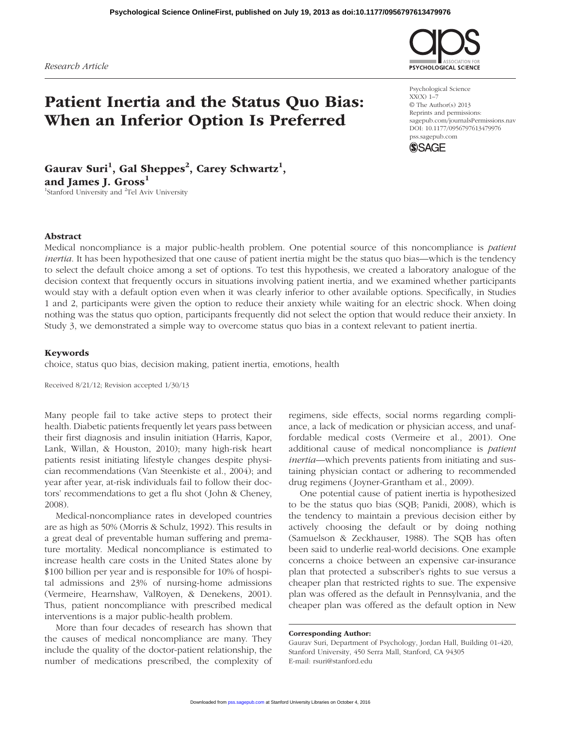Research Article

# Patient Inertia and the Status Quo Bias: When an Inferior Option Is Preferred

Psychological Science
© The Author(s) 2013
Reprints and permissions: sagepub.com/journalsPermissions.nav
DOI: 10.1177/0956797613479976
pss.sagepub.com

**Gaurav Suri[1], Gal Sheppes[2], Carey Schwartz[1], and James J. Gross[1]**

[1]Stanford University and [2]Tel Aviv University

## Abstract

Medical noncompliance is a major public-health problem. One potential source of this noncompliance is *patient inertia*. It has been hypothesized that one cause of patient inertia might be the status quo bias—which is the tendency to select the default choice among a set of options. To test this hypothesis, we created a laboratory analogue of the decision context that frequently occurs in situations involving patient inertia, and we examined whether participants would stay with a default option even when it was clearly inferior to other available options. Specifically, in Studies 1 and 2, participants were given the option to reduce their anxiety while waiting for an electric shock. When doing nothing was the status quo option, participants frequently did not select the option that would reduce their anxiety. In Study 3, we demonstrated a simple way to overcome status quo bias in a context relevant to patient inertia.

## Keywords

choice, status quo bias, decision making, patient inertia, emotions, health

Received 8/21/12; Revision accepted 1/30/13

Many people fail to take active steps to protect their health. Diabetic patients frequently let years pass between their first diagnosis and insulin initiation (Harris, Kapor, Lank, Willan, & Houston, 2010); many high-risk heart patients resist initiating lifestyle changes despite physician recommendations (Van Steenkiste et al., 2004); and year after year, at-risk individuals fail to follow their doctors' recommendations to get a flu shot (John & Cheney, 2008).

Medical-noncompliance rates in developed countries are as high as 50% (Morris & Schulz, 1992). This results in a great deal of preventable human suffering and premature mortality. Medical noncompliance is estimated to increase health care costs in the United States alone by $100 billion per year and is responsible for 10% of hospital admissions and 23% of nursing-home admissions (Vermeire, Hearnshaw, ValRoyen, & Denekens, 2001). Thus, patient noncompliance with prescribed medical interventions is a major public-health problem.

More than four decades of research has shown that the causes of medical noncompliance are many. They include the quality of the doctor-patient relationship, the number of medications prescribed, the complexity of regimens, side effects, social norms regarding compliance, a lack of medication or physician access, and unaffordable medical costs (Vermeire et al., 2001). One additional cause of medical noncompliance is *patient inertia*—which prevents patients from initiating and sustaining physician contact or adhering to recommended drug regimens (Joyner-Grantham et al., 2009).

One potential cause of patient inertia is hypothesized to be the status quo bias (SQB; Panidi, 2008), which is the tendency to maintain a previous decision either by actively choosing the default or by doing nothing (Samuelson & Zeckhauser, 1988). The SQB has often been said to underlie real-world decisions. One example concerns a choice between an expensive car-insurance plan that protected a subscriber's rights to sue versus a cheaper plan that restricted rights to sue. The expensive plan was offered as the default in Pennsylvania, and the cheaper plan was offered as the default option in New

**Corresponding Author:**
Gaurav Suri, Department of Psychology, Jordan Hall, Building 01-420, Stanford University, 450 Serra Mall, Stanford, CA 94305
E-mail: rsuri@stanford.edu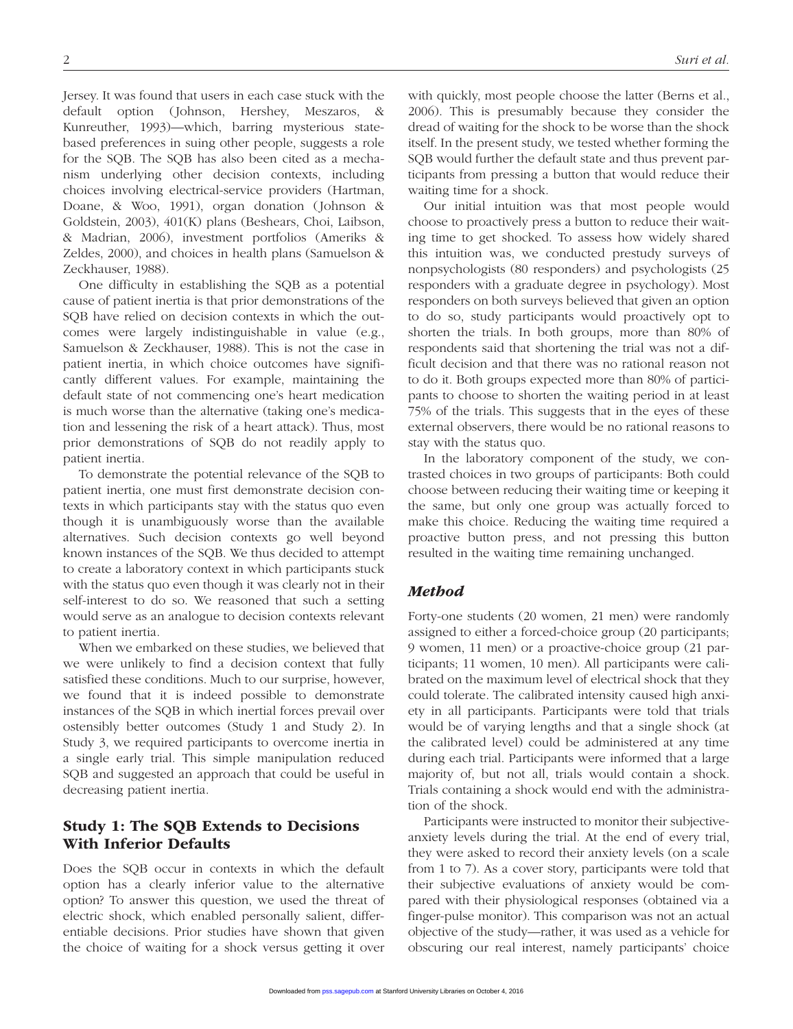Jersey. It was found that users in each case stuck with the default option (Johnson, Hershey, Meszaros, & Kunreuther, 1993)—which, barring mysterious state-based preferences in suing other people, suggests a role for the SQB. The SQB has also been cited as a mechanism underlying other decision contexts, including choices involving electrical-service providers (Hartman, Doane, & Woo, 1991), organ donation (Johnson & Goldstein, 2003), 401(K) plans (Beshears, Choi, Laibson, & Madrian, 2006), investment portfolios (Ameriks & Zeldes, 2000), and choices in health plans (Samuelson & Zeckhauser, 1988).

One difficulty in establishing the SQB as a potential cause of patient inertia is that prior demonstrations of the SQB have relied on decision contexts in which the outcomes were largely indistinguishable in value (e.g., Samuelson & Zeckhauser, 1988). This is not the case in patient inertia, in which choice outcomes have significantly different values. For example, maintaining the default state of not commencing one's heart medication is much worse than the alternative (taking one's medication and lessening the risk of a heart attack). Thus, most prior demonstrations of SQB do not readily apply to patient inertia.

To demonstrate the potential relevance of the SQB to patient inertia, one must first demonstrate decision contexts in which participants stay with the status quo even though it is unambiguously worse than the available alternatives. Such decision contexts go well beyond known instances of the SQB. We thus decided to attempt to create a laboratory context in which participants stuck with the status quo even though it was clearly not in their self-interest to do so. We reasoned that such a setting would serve as an analogue to decision contexts relevant to patient inertia.

When we embarked on these studies, we believed that we were unlikely to find a decision context that fully satisfied these conditions. Much to our surprise, however, we found that it is indeed possible to demonstrate instances of the SQB in which inertial forces prevail over ostensibly better outcomes (Study 1 and Study 2). In Study 3, we required participants to overcome inertia in a single early trial. This simple manipulation reduced SQB and suggested an approach that could be useful in decreasing patient inertia.

## Study 1: The SQB Extends to Decisions With Inferior Defaults

Does the SQB occur in contexts in which the default option has a clearly inferior value to the alternative option? To answer this question, we used the threat of electric shock, which enabled personally salient, differentiable decisions. Prior studies have shown that given the choice of waiting for a shock versus getting it over with quickly, most people choose the latter (Berns et al., 2006). This is presumably because they consider the dread of waiting for the shock to be worse than the shock itself. In the present study, we tested whether forming the SQB would further the default state and thus prevent participants from pressing a button that would reduce their waiting time for a shock.

Our initial intuition was that most people would choose to proactively press a button to reduce their waiting time to get shocked. To assess how widely shared this intuition was, we conducted prestudy surveys of nonpsychologists (80 responders) and psychologists (25 responders with a graduate degree in psychology). Most responders on both surveys believed that given an option to do so, study participants would proactively opt to shorten the trials. In both groups, more than 80% of respondents said that shortening the trial was not a difficult decision and that there was no rational reason not to do it. Both groups expected more than 80% of participants to choose to shorten the waiting period in at least 75% of the trials. This suggests that in the eyes of these external observers, there would be no rational reasons to stay with the status quo.

In the laboratory component of the study, we contrasted choices in two groups of participants: Both could choose between reducing their waiting time or keeping it the same, but only one group was actually forced to make this choice. Reducing the waiting time required a proactive button press, and not pressing this button resulted in the waiting time remaining unchanged.

### *Method*

Forty-one students (20 women, 21 men) were randomly assigned to either a forced-choice group (20 participants; 9 women, 11 men) or a proactive-choice group (21 participants; 11 women, 10 men). All participants were calibrated on the maximum level of electrical shock that they could tolerate. The calibrated intensity caused high anxiety in all participants. Participants were told that trials would be of varying lengths and that a single shock (at the calibrated level) could be administered at any time during each trial. Participants were informed that a large majority of, but not all, trials would contain a shock. Trials containing a shock would end with the administration of the shock.

Participants were instructed to monitor their subjective-anxiety levels during the trial. At the end of every trial, they were asked to record their anxiety levels (on a scale from 1 to 7). As a cover story, participants were told that their subjective evaluations of anxiety would be compared with their physiological responses (obtained via a finger-pulse monitor). This comparison was not an actual objective of the study—rather, it was used as a vehicle for obscuring our real interest, namely participants' choice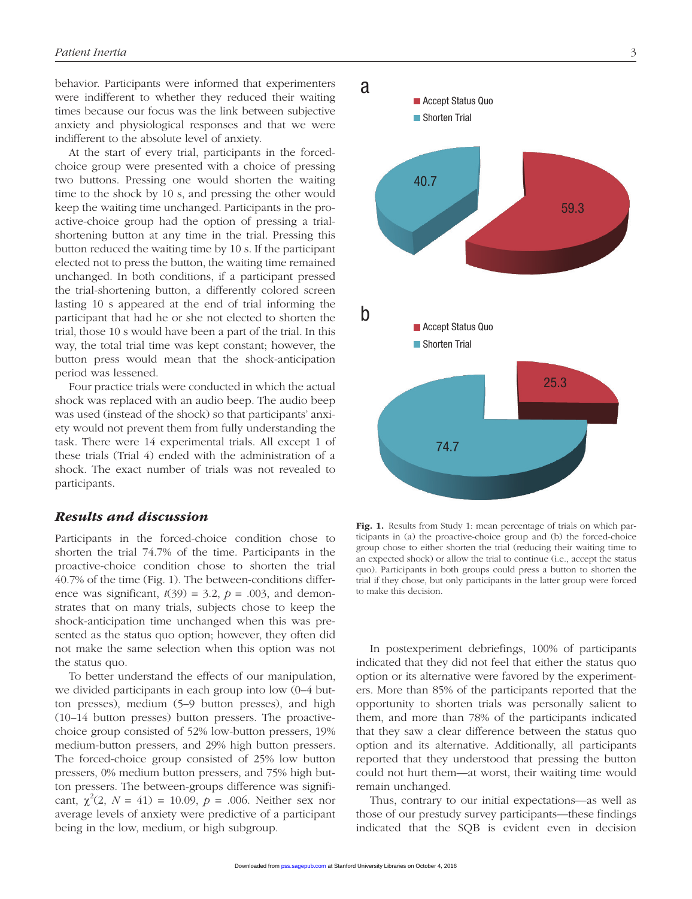behavior. Participants were informed that experimenters were indifferent to whether they reduced their waiting times because our focus was the link between subjective anxiety and physiological responses and that we were indifferent to the absolute level of anxiety.

At the start of every trial, participants in the forced-choice group were presented with a choice of pressing two buttons. Pressing one would shorten the waiting time to the shock by 10 s, and pressing the other would keep the waiting time unchanged. Participants in the proactive-choice group had the option of pressing a trial-shortening button at any time in the trial. Pressing this button reduced the waiting time by 10 s. If the participant elected not to press the button, the waiting time remained unchanged. In both conditions, if a participant pressed the trial-shortening button, a differently colored screen lasting 10 s appeared at the end of trial informing the participant that had he or she not elected to shorten the trial, those 10 s would have been a part of the trial. In this way, the total trial time was kept constant; however, the button press would mean that the shock-anticipation period was lessened.

Four practice trials were conducted in which the actual shock was replaced with an audio beep. The audio beep was used (instead of the shock) so that participants' anxiety would not prevent them from fully understanding the task. There were 14 experimental trials. All except 1 of these trials (Trial 4) ended with the administration of a shock. The exact number of trials was not revealed to participants.

## *Results and discussion*

Participants in the forced-choice condition chose to shorten the trial 74.7% of the time. Participants in the proactive-choice condition chose to shorten the trial 40.7% of the time (Fig. 1). The between-conditions difference was significant, $t(39) = 3.2$, $p = .003$, and demonstrates that on many trials, subjects chose to keep the shock-anticipation time unchanged when this was presented as the status quo option; however, they often did not make the same selection when this option was not the status quo.

To better understand the effects of our manipulation, we divided participants in each group into low (0–4 button presses), medium (5–9 button presses), and high (10–14 button presses) button pressers. The proactive-choice group consisted of 52% low-button pressers, 19% medium-button pressers, and 29% high button pressers. The forced-choice group consisted of 25% low button pressers, 0% medium button pressers, and 75% high button pressers. The between-groups difference was significant, $\chi^2(2, N = 41) = 10.09$, $p = .006$. Neither sex nor average levels of anxiety were predictive of a participant being in the low, medium, or high subgroup.

**Fig. 1.** Results from Study 1: mean percentage of trials on which participants in (a) the proactive-choice group and (b) the forced-choice group chose to either shorten the trial (reducing their waiting time to an expected shock) or allow the trial to continue (i.e., accept the status quo). Participants in both groups could press a button to shorten the trial if they chose, but only participants in the latter group were forced to make this decision.

In postexperiment debriefings, 100% of participants indicated that they did not feel that either the status quo option or its alternative were favored by the experimenters. More than 85% of the participants reported that the opportunity to shorten trials was personally salient to them, and more than 78% of the participants indicated that they saw a clear difference between the status quo option and its alternative. Additionally, all participants reported that they understood that pressing the button could not hurt them—at worst, their waiting time would remain unchanged.

Thus, contrary to our initial expectations—as well as those of our prestudy survey participants—these findings indicated that the SQB is evident even in decision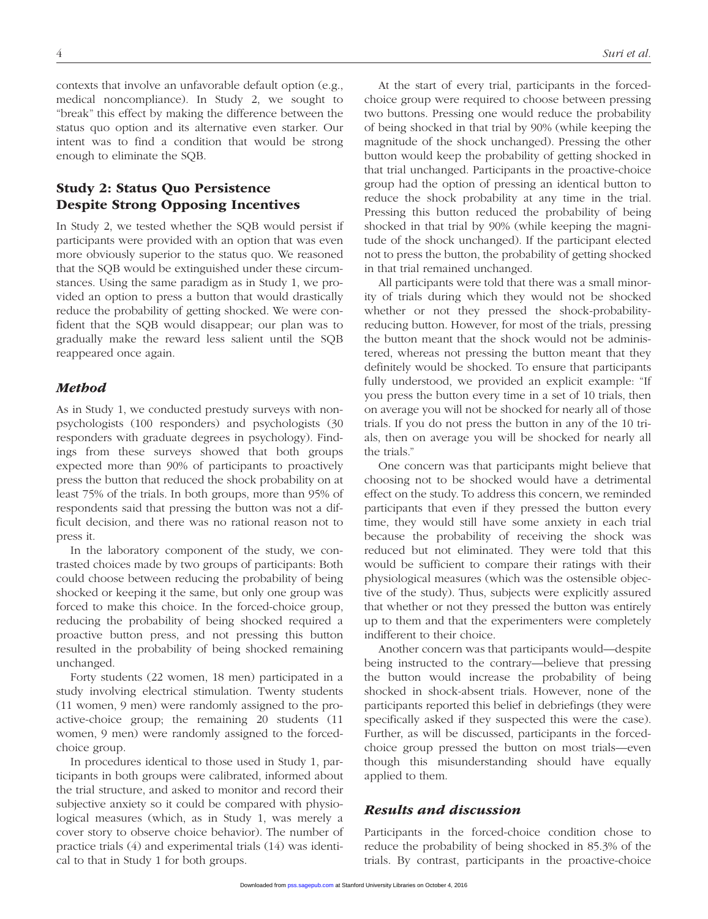contexts that involve an unfavorable default option (e.g., medical noncompliance). In Study 2, we sought to "break" this effect by making the difference between the status quo option and its alternative even starker. Our intent was to find a condition that would be strong enough to eliminate the SQB.

## Study 2: Status Quo Persistence Despite Strong Opposing Incentives

In Study 2, we tested whether the SQB would persist if participants were provided with an option that was even more obviously superior to the status quo. We reasoned that the SQB would be extinguished under these circumstances. Using the same paradigm as in Study 1, we provided an option to press a button that would drastically reduce the probability of getting shocked. We were confident that the SQB would disappear; our plan was to gradually make the reward less salient until the SQB reappeared once again.

### *Method*

As in Study 1, we conducted prestudy surveys with nonpsychologists (100 responders) and psychologists (30 responders with graduate degrees in psychology). Findings from these surveys showed that both groups expected more than 90% of participants to proactively press the button that reduced the shock probability on at least 75% of the trials. In both groups, more than 95% of respondents said that pressing the button was not a difficult decision, and there was no rational reason not to press it.

In the laboratory component of the study, we contrasted choices made by two groups of participants: Both could choose between reducing the probability of being shocked or keeping it the same, but only one group was forced to make this choice. In the forced-choice group, reducing the probability of being shocked required a proactive button press, and not pressing this button resulted in the probability of being shocked remaining unchanged.

Forty students (22 women, 18 men) participated in a study involving electrical stimulation. Twenty students (11 women, 9 men) were randomly assigned to the proactive-choice group; the remaining 20 students (11 women, 9 men) were randomly assigned to the forced-choice group.

In procedures identical to those used in Study 1, participants in both groups were calibrated, informed about the trial structure, and asked to monitor and record their subjective anxiety so it could be compared with physiological measures (which, as in Study 1, was merely a cover story to observe choice behavior). The number of practice trials (4) and experimental trials (14) was identical to that in Study 1 for both groups.

At the start of every trial, participants in the forced-choice group were required to choose between pressing two buttons. Pressing one would reduce the probability of being shocked in that trial by 90% (while keeping the magnitude of the shock unchanged). Pressing the other button would keep the probability of getting shocked in that trial unchanged. Participants in the proactive-choice group had the option of pressing an identical button to reduce the shock probability at any time in the trial. Pressing this button reduced the probability of being shocked in that trial by 90% (while keeping the magnitude of the shock unchanged). If the participant elected not to press the button, the probability of getting shocked in that trial remained unchanged.

All participants were told that there was a small minority of trials during which they would not be shocked whether or not they pressed the shock-probability-reducing button. However, for most of the trials, pressing the button meant that the shock would not be administered, whereas not pressing the button meant that they definitely would be shocked. To ensure that participants fully understood, we provided an explicit example: "If you press the button every time in a set of 10 trials, then on average you will not be shocked for nearly all of those trials. If you do not press the button in any of the 10 trials, then on average you will be shocked for nearly all the trials."

One concern was that participants might believe that choosing not to be shocked would have a detrimental effect on the study. To address this concern, we reminded participants that even if they pressed the button every time, they would still have some anxiety in each trial because the probability of receiving the shock was reduced but not eliminated. They were told that this would be sufficient to compare their ratings with their physiological measures (which was the ostensible objective of the study). Thus, subjects were explicitly assured that whether or not they pressed the button was entirely up to them and that the experimenters were completely indifferent to their choice.

Another concern was that participants would—despite being instructed to the contrary—believe that pressing the button would increase the probability of being shocked in shock-absent trials. However, none of the participants reported this belief in debriefings (they were specifically asked if they suspected this were the case). Further, as will be discussed, participants in the forced-choice group pressed the button on most trials—even though this misunderstanding should have equally applied to them.

### *Results and discussion*

Participants in the forced-choice condition chose to reduce the probability of being shocked in 85.3% of the trials. By contrast, participants in the proactive-choice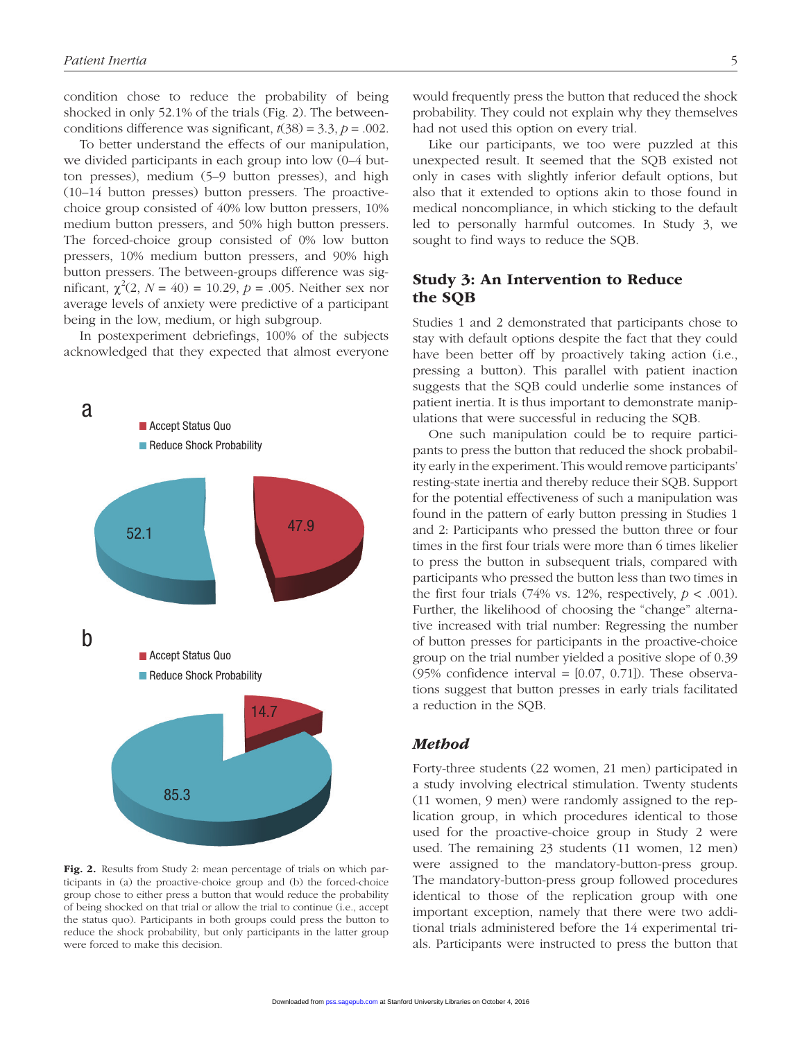condition chose to reduce the probability of being shocked in only 52.1% of the trials (Fig. 2). The between-conditions difference was significant, $t(38) = 3.3$, $p = .002$.

To better understand the effects of our manipulation, we divided participants in each group into low (0–4 button presses), medium (5–9 button presses), and high (10–14 button presses) button pressers. The proactive-choice group consisted of 40% low button pressers, 10% medium button pressers, and 50% high button pressers. The forced-choice group consisted of 0% low button pressers, 10% medium button pressers, and 90% high button pressers. The between-groups difference was significant, $\chi^2(2, N = 40) = 10.29$, $p = .005$. Neither sex nor average levels of anxiety were predictive of a participant being in the low, medium, or high subgroup.

In postexperiment debriefings, 100% of the subjects acknowledged that they expected that almost everyone would frequently press the button that reduced the shock probability. They could not explain why they themselves had not used this option on every trial.

Like our participants, we too were puzzled at this unexpected result. It seemed that the SQB existed not only in cases with slightly inferior default options, but also that it extended to options akin to those found in medical noncompliance, in which sticking to the default led to personally harmful outcomes. In Study 3, we sought to find ways to reduce the SQB.

a

Accept Status Quo: 47.9
Reduce Shock Probability: 52.1

b

Accept Status Quo: 14.7
Reduce Shock Probability: 85.3

**Fig. 2.** Results from Study 2: mean percentage of trials on which participants in (a) the proactive-choice group and (b) the forced-choice group chose to either press a button that would reduce the probability of being shocked on that trial or allow the trial to continue (i.e., accept the status quo). Participants in both groups could press the button to reduce the shock probability, but only participants in the latter group were forced to make this decision.

## Study 3: An Intervention to Reduce the SQB

Studies 1 and 2 demonstrated that participants chose to stay with default options despite the fact that they could have been better off by proactively taking action (i.e., pressing a button). This parallel with patient inaction suggests that the SQB could underlie some instances of patient inertia. It is thus important to demonstrate manipulations that were successful in reducing the SQB.

One such manipulation could be to require participants to press the button that reduced the shock probability early in the experiment. This would remove participants' resting-state inertia and thereby reduce their SQB. Support for the potential effectiveness of such a manipulation was found in the pattern of early button pressing in Studies 1 and 2: Participants who pressed the button three or four times in the first four trials were more than 6 times likelier to press the button in subsequent trials, compared with participants who pressed the button less than two times in the first four trials (74% vs. 12%, respectively, $p < .001$). Further, the likelihood of choosing the "change" alternative increased with trial number: Regressing the number of button presses for participants in the proactive-choice group on the trial number yielded a positive slope of 0.39 (95% confidence interval = [0.07, 0.71]). These observations suggest that button presses in early trials facilitated a reduction in the SQB.

### *Method*

Forty-three students (22 women, 21 men) participated in a study involving electrical stimulation. Twenty students (11 women, 9 men) were randomly assigned to the replication group, in which procedures identical to those used for the proactive-choice group in Study 2 were used. The remaining 23 students (11 women, 12 men) were assigned to the mandatory-button-press group. The mandatory-button-press group followed procedures identical to those of the replication group with one important exception, namely that there were two additional trials administered before the 14 experimental trials. Participants were instructed to press the button that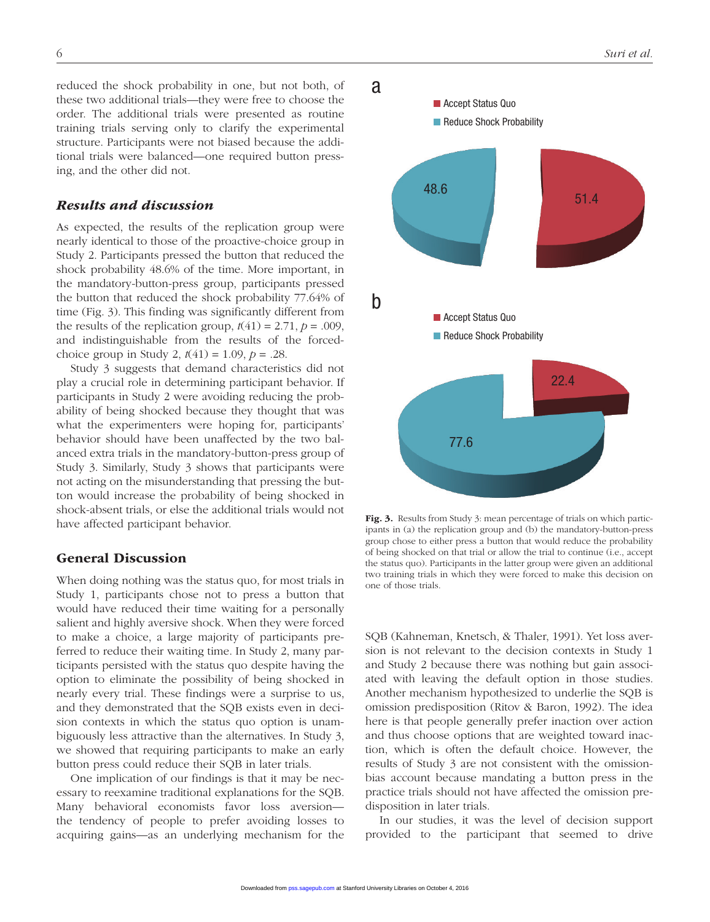reduced the shock probability in one, but not both, of these two additional trials—they were free to choose the order. The additional trials were presented as routine training trials serving only to clarify the experimental structure. Participants were not biased because the additional trials were balanced—one required button pressing, and the other did not.

### Results and discussion

As expected, the results of the replication group were nearly identical to those of the proactive-choice group in Study 2. Participants pressed the button that reduced the shock probability 48.6% of the time. More important, in the mandatory-button-press group, participants pressed the button that reduced the shock probability 77.64% of time (Fig. 3). This finding was significantly different from the results of the replication group, $t(41) = 2.71$, $p = .009$, and indistinguishable from the results of the forced-choice group in Study 2, $t(41) = 1.09$, $p = .28$.

Study 3 suggests that demand characteristics did not play a crucial role in determining participant behavior. If participants in Study 2 were avoiding reducing the probability of being shocked because they thought that was what the experimenters were hoping for, participants' behavior should have been unaffected by the two balanced extra trials in the mandatory-button-press group of Study 3. Similarly, Study 3 shows that participants were not acting on the misunderstanding that pressing the button would increase the probability of being shocked in shock-absent trials, or else the additional trials would not have affected participant behavior.

a

Accept Status Quo
Reduce Shock Probability

48.6
51.4

b

Accept Status Quo
Reduce Shock Probability

22.4
77.6

**Fig. 3.** Results from Study 3: mean percentage of trials on which participants in (a) the replication group and (b) the mandatory-button-press group chose to either press a button that would reduce the probability of being shocked on that trial or allow the trial to continue (i.e., accept the status quo). Participants in the latter group were given an additional two training trials in which they were forced to make this decision on one of those trials.

## General Discussion

When doing nothing was the status quo, for most trials in Study 1, participants chose not to press a button that would have reduced their time waiting for a personally salient and highly aversive shock. When they were forced to make a choice, a large majority of participants preferred to reduce their waiting time. In Study 2, many participants persisted with the status quo despite having the option to eliminate the possibility of being shocked in nearly every trial. These findings were a surprise to us, and they demonstrated that the SQB exists even in decision contexts in which the status quo option is unambiguously less attractive than the alternatives. In Study 3, we showed that requiring participants to make an early button press could reduce their SQB in later trials.

One implication of our findings is that it may be necessary to reexamine traditional explanations for the SQB. Many behavioral economists favor loss aversion—the tendency of people to prefer avoiding losses to acquiring gains—as an underlying mechanism for the SQB (Kahneman, Knetsch, & Thaler, 1991). Yet loss aversion is not relevant to the decision contexts in Study 1 and Study 2 because there was nothing but gain associated with leaving the default option in those studies. Another mechanism hypothesized to underlie the SQB is omission predisposition (Ritov & Baron, 1992). The idea here is that people generally prefer inaction over action and thus choose options that are weighted toward inaction, which is often the default choice. However, the results of Study 3 are not consistent with the omission-bias account because mandating a button press in the practice trials should not have affected the omission predisposition in later trials.

In our studies, it was the level of decision support provided to the participant that seemed to drive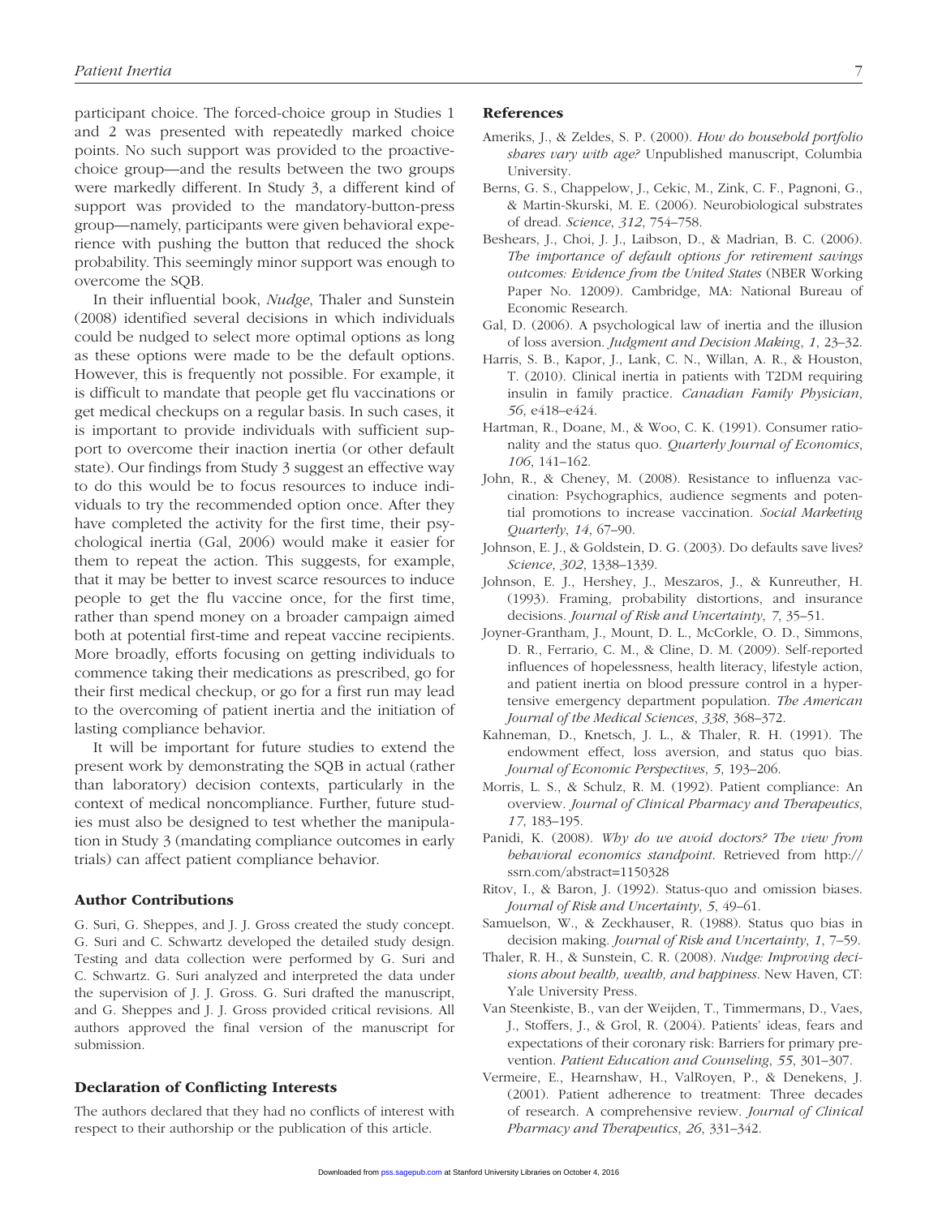participant choice. The forced-choice group in Studies 1 and 2 was presented with repeatedly marked choice points. No such support was provided to the proactive-choice group—and the results between the two groups were markedly different. In Study 3, a different kind of support was provided to the mandatory-button-press group—namely, participants were given behavioral experience with pushing the button that reduced the shock probability. This seemingly minor support was enough to overcome the SQB.

In their influential book, *Nudge*, Thaler and Sunstein (2008) identified several decisions in which individuals could be nudged to select more optimal options as long as these options were made to be the default options. However, this is frequently not possible. For example, it is difficult to mandate that people get flu vaccinations or get medical checkups on a regular basis. In such cases, it is important to provide individuals with sufficient support to overcome their inaction inertia (or other default state). Our findings from Study 3 suggest an effective way to do this would be to focus resources to induce individuals to try the recommended option once. After they have completed the activity for the first time, their psychological inertia (Gal, 2006) would make it easier for them to repeat the action. This suggests, for example, that it may be better to invest scarce resources to induce people to get the flu vaccine once, for the first time, rather than spend money on a broader campaign aimed both at potential first-time and repeat vaccine recipients. More broadly, efforts focusing on getting individuals to commence taking their medications as prescribed, go for their first medical checkup, or go for a first run may lead to the overcoming of patient inertia and the initiation of lasting compliance behavior.

It will be important for future studies to extend the present work by demonstrating the SQB in actual (rather than laboratory) decision contexts, particularly in the context of medical noncompliance. Further, future studies must also be designed to test whether the manipulation in Study 3 (mandating compliance outcomes in early trials) can affect patient compliance behavior.

## Author Contributions

G. Suri, G. Sheppes, and J. J. Gross created the study concept. G. Suri and C. Schwartz developed the detailed study design. Testing and data collection were performed by G. Suri and C. Schwartz. G. Suri analyzed and interpreted the data under the supervision of J. J. Gross. G. Suri drafted the manuscript, and G. Sheppes and J. J. Gross provided critical revisions. All authors approved the final version of the manuscript for submission.

## Declaration of Conflicting Interests

The authors declared that they had no conflicts of interest with respect to their authorship or the publication of this article.

## References

Ameriks, J., & Zeldes, S. P. (2000). *How do household portfolio shares vary with age?* Unpublished manuscript, Columbia University.

Berns, G. S., Chappelow, J., Cekic, M., Zink, C. F., Pagnoni, G., & Martin-Skurski, M. E. (2006). Neurobiological substrates of dread. *Science*, *312*, 754–758.

Beshears, J., Choi, J. J., Laibson, D., & Madrian, B. C. (2006). *The importance of default options for retirement savings outcomes: Evidence from the United States* (NBER Working Paper No. 12009). Cambridge, MA: National Bureau of Economic Research.

Gal, D. (2006). A psychological law of inertia and the illusion of loss aversion. *Judgment and Decision Making*, *1*, 23–32.

Harris, S. B., Kapor, J., Lank, C. N., Willan, A. R., & Houston, T. (2010). Clinical inertia in patients with T2DM requiring insulin in family practice. *Canadian Family Physician*, *56*, e418–e424.

Hartman, R., Doane, M., & Woo, C. K. (1991). Consumer rationality and the status quo. *Quarterly Journal of Economics*, *106*, 141–162.

John, R., & Cheney, M. (2008). Resistance to influenza vaccination: Psychographics, audience segments and potential promotions to increase vaccination. *Social Marketing Quarterly*, *14*, 67–90.

Johnson, E. J., & Goldstein, D. G. (2003). Do defaults save lives? *Science*, *302*, 1338–1339.

Johnson, E. J., Hershey, J., Meszaros, J., & Kunreuther, H. (1993). Framing, probability distortions, and insurance decisions. *Journal of Risk and Uncertainty*, *7*, 35–51.

Joyner-Grantham, J., Mount, D. L., McCorkle, O. D., Simmons, D. R., Ferrario, C. M., & Cline, D. M. (2009). Self-reported influences of hopelessness, health literacy, lifestyle action, and patient inertia on blood pressure control in a hypertensive emergency department population. *The American Journal of the Medical Sciences*, *338*, 368–372.

Kahneman, D., Knetsch, J. L., & Thaler, R. H. (1991). The endowment effect, loss aversion, and status quo bias. *Journal of Economic Perspectives*, *5*, 193–206.

Morris, L. S., & Schulz, R. M. (1992). Patient compliance: An overview. *Journal of Clinical Pharmacy and Therapeutics*, *17*, 183–195.

Panidi, K. (2008). *Why do we avoid doctors? The view from behavioral economics standpoint*. Retrieved from http://ssrn.com/abstract=1150328

Ritov, I., & Baron, J. (1992). Status-quo and omission biases. *Journal of Risk and Uncertainty*, *5*, 49–61.

Samuelson, W., & Zeckhauser, R. (1988). Status quo bias in decision making. *Journal of Risk and Uncertainty*, *1*, 7–59.

Thaler, R. H., & Sunstein, C. R. (2008). *Nudge: Improving decisions about health, wealth, and happiness*. New Haven, CT: Yale University Press.

Van Steenkiste, B., van der Weijden, T., Timmermans, D., Vaes, J., Stoffers, J., & Grol, R. (2004). Patients' ideas, fears and expectations of their coronary risk: Barriers for primary prevention. *Patient Education and Counseling*, *55*, 301–307.

Vermeire, E., Hearnshaw, H., ValRoyen, P., & Denekens, J. (2001). Patient adherence to treatment: Three decades of research. A comprehensive review. *Journal of Clinical Pharmacy and Therapeutics*, *26*, 331–342.